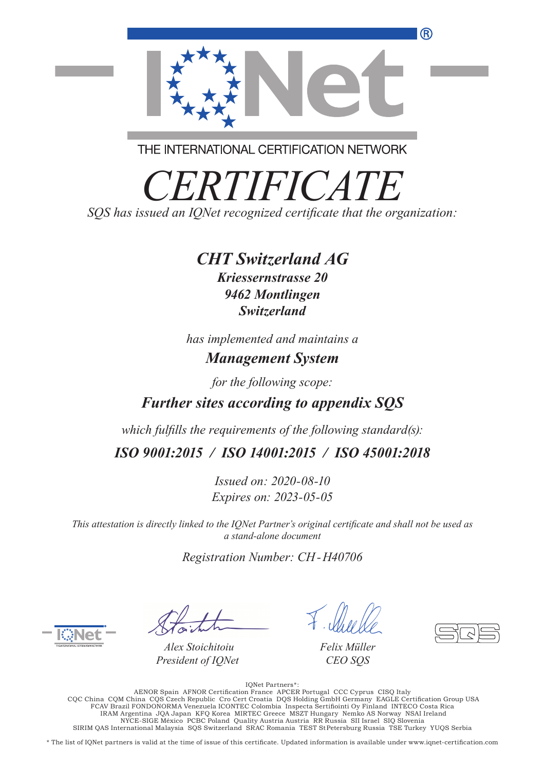THE INTERNATIONAL CERTIFICATION NETWORK

# *CERTIFICATE*

*SQS has issued an IQNet recognized certificate that the organization:*

## ***CHT Switzerland AG***

***Kriessernstrasse 20***
***9462 Montlingen***
***Switzerland***

*has implemented and maintains a*

***Management System***

*for the following scope:*

***Further sites according to appendix SQS***

*which fulfills the requirements of the following standard(s):*

***ISO 9001:2015 / ISO 14001:2015 / ISO 45001:2018***

*Issued on: 2020-08-10*
*Expires on: 2023-05-05*

*This attestation is directly linked to the IQNet Partner's original certificate and shall not be used as a stand-alone document*

*Registration Number: CH-H40706*

*Alex Stoichitoiu*
*President of IQNet*

*Felix Müller*
*CEO SQS*

IQNet Partners*:
AENOR Spain AFNOR Certification France APCER Portugal CCC Cyprus CISQ Italy
CQC China CQM China CQS Czech Republic Cro Cert Croatia DQS Holding GmbH Germany EAGLE Certification Group USA
FCAV Brazil FONDONORMA Venezuela ICONTEC Colombia Inspecta Sertifiointi Oy Finland INTECO Costa Rica
IRAM Argentina JQA Japan KFQ Korea MIRTEC Greece MSZT Hungary Nemko AS Norway NSAI Ireland
NYCE-SIGE México PCBC Poland Quality Austria Austria RR Russia SII Israel SIQ Slovenia
SIRIM QAS International Malaysia SQS Switzerland SRAC Romania TEST St Petersburg Russia TSE Turkey YUQS Serbia

* The list of IQNet partners is valid at the time of issue of this certificate. Updated information is available under www.iqnet-certification.com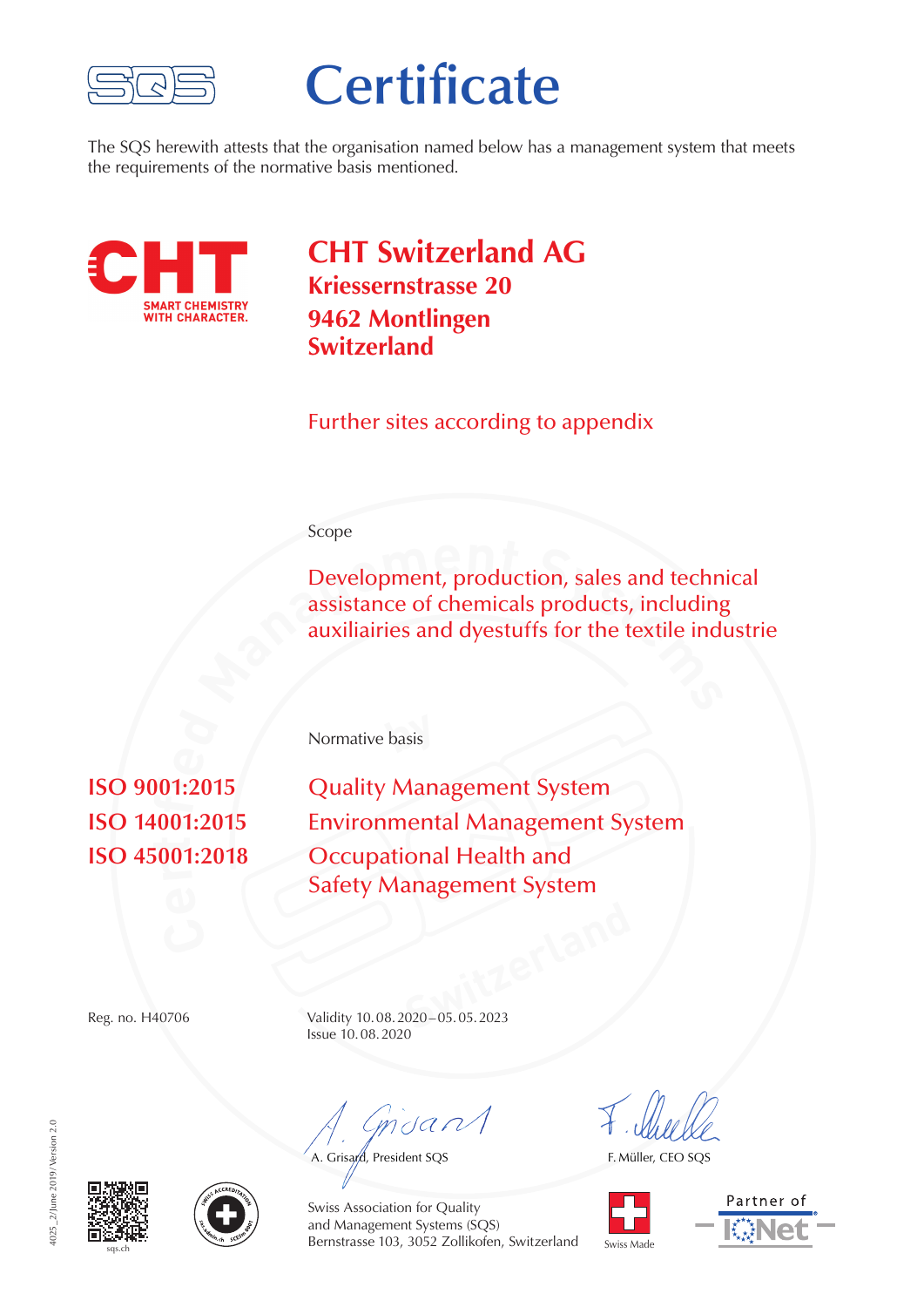# Certificate

The SQS herewith attests that the organisation named below has a management system that meets the requirements of the normative basis mentioned.

## CHT Switzerland AG

**Kriessernstrasse 20**
**9462 Montlingen**
**Switzerland**

Further sites according to appendix

Scope

Development, production, sales and technical assistance of chemicals products, including auxiliairies and dyestuffs for the textile industrie

Normative basis

| | |
|---|---|
| **ISO 9001:2015** | Quality Management System |
| **ISO 14001:2015** | Environmental Management System |
| **ISO 45001:2018** | Occupational Health and Safety Management System |

Reg. no. H40706

Validity 10. 08. 2020 – 05. 05. 2023
Issue 10. 08. 2020

A. Grisard, President SQS

F. Müller, CEO SQS

Swiss Association for Quality and Management Systems (SQS)
Bernstrasse 103, 3052 Zollikofen, Switzerland

sqs.ch

Swiss Made

Partner of IQNet

4025_2/June 2019/Version 2.0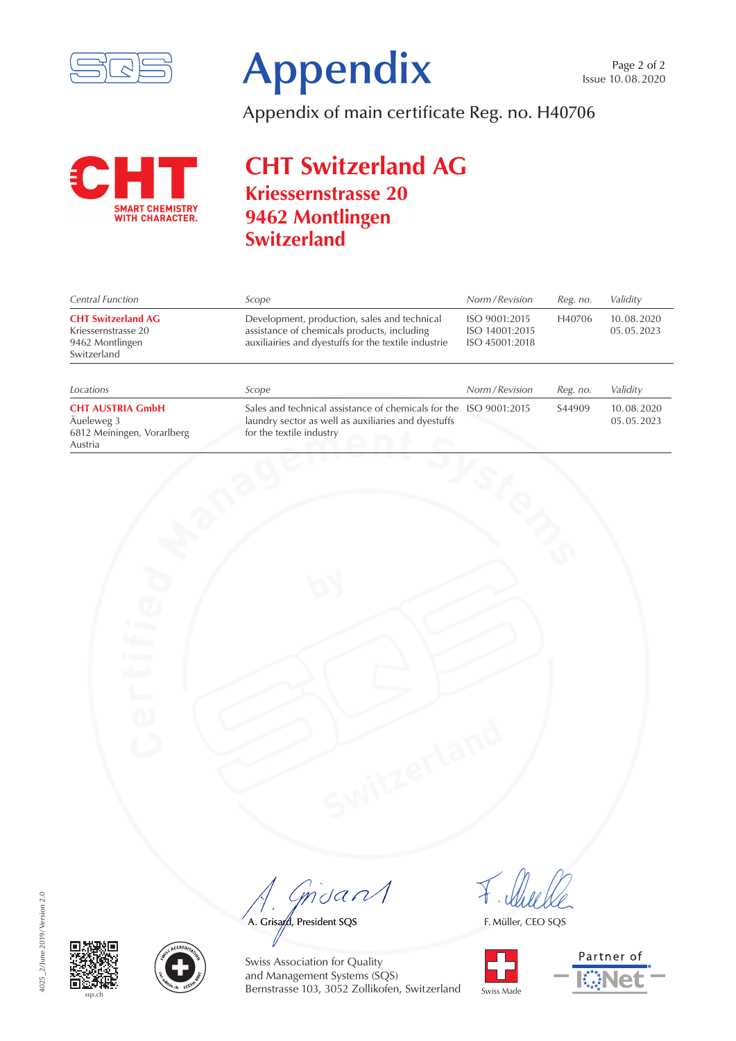# Appendix

Page 2 of 2
Issue 10.08.2020

Appendix of main certificate Reg. no. H40706

## CHT Switzerland AG
### Kriessernstrasse 20
### 9462 Montlingen
### Switzerland

| *Central Function* | *Scope* | *Norm / Revision* | *Reg. no.* | *Validity* |
|---|---|---|---|---|
| **CHT Switzerland AG** Kriessernstrasse 20 9462 Montlingen Switzerland | Development, production, sales and technical assistance of chemicals products, including auxiliairies and dyestuffs for the textile industrie | ISO 9001:2015 ISO 14001:2015 ISO 45001:2018 | H40706 | 10.08.2020 05.05.2023 |

| *Locations* | *Scope* | *Norm / Revision* | *Reg. no.* | *Validity* |
|---|---|---|---|---|
| **CHT AUSTRIA GmbH** Äueleweg 3 6812 Meiningen, Vorarlberg Austria | Sales and technical assistance of chemicals for the laundry sector as well as auxiliaries and dyestuffs for the textile industry | ISO 9001:2015 | S44909 | 10.08.2020 05.05.2023 |

A. Grisard, President SQS

F. Müller, CEO SQS

Swiss Association for Quality
and Management Systems (SQS)
Bernstrasse 103, 3052 Zollikofen, Switzerland

sqs.ch

Swiss Made

Partner of IQNet

4025_2/June 2019/Version 2.0